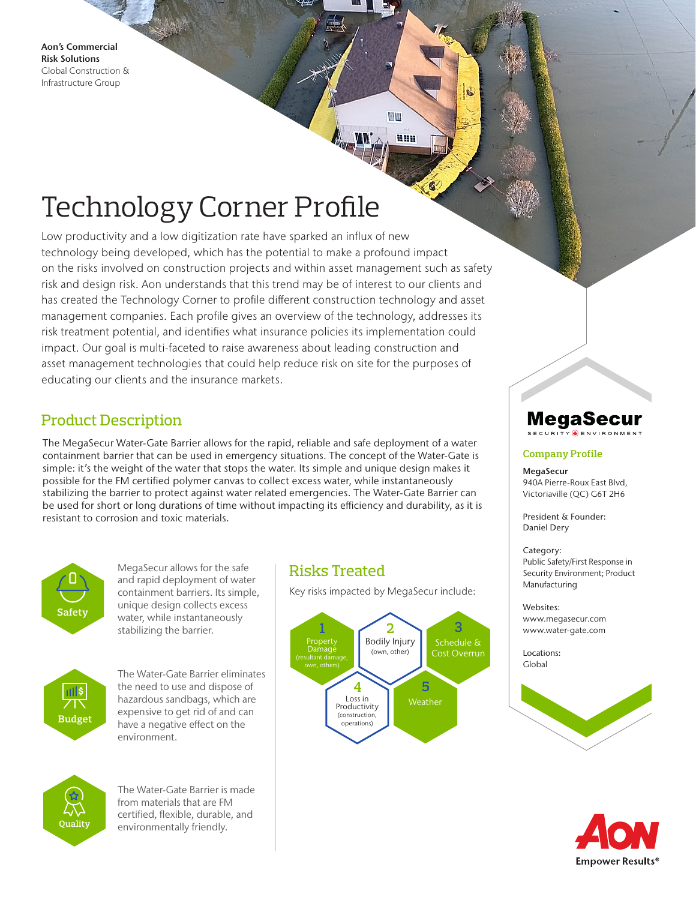**Aon's Commercial Risk Solutions**
Global Construction & Infrastructure Group

# Technology Corner Profile

Low productivity and a low digitization rate have sparked an influx of new technology being developed, which has the potential to make a profound impact on the risks involved on construction projects and within asset management such as safety risk and design risk. Aon understands that this trend may be of interest to our clients and has created the Technology Corner to profile different construction technology and asset management companies. Each profile gives an overview of the technology, addresses its risk treatment potential, and identifies what insurance policies its implementation could impact. Our goal is multi-faceted to raise awareness about leading construction and asset management technologies that could help reduce risk on site for the purposes of educating our clients and the insurance markets.

## Product Description

The MegaSecur Water-Gate Barrier allows for the rapid, reliable and safe deployment of a water containment barrier that can be used in emergency situations. The concept of the Water-Gate is simple: it's the weight of the water that stops the water. Its simple and unique design makes it possible for the FM certified polymer canvas to collect excess water, while instantaneously stabilizing the barrier to protect against water related emergencies. The Water-Gate Barrier can be used for short or long durations of time without impacting its efficiency and durability, as it is resistant to corrosion and toxic materials.

**Safety**

MegaSecur allows for the safe and rapid deployment of water containment barriers. Its simple, unique design collects excess water, while instantaneously stabilizing the barrier.

**Budget**

The Water-Gate Barrier eliminates the need to use and dispose of hazardous sandbags, which are expensive to get rid of and can have a negative effect on the environment.

**Quality**

The Water-Gate Barrier is made from materials that are FM certified, flexible, durable, and environmentally friendly.

## Risks Treated

Key risks impacted by MegaSecur include:

1. Property Damage (resultant damage, own, others)
2. Bodily Injury (own, other)
3. Schedule & Cost Overrun
4. Loss in Productivity (construction, operations)
5. Weather

**MegaSecur**
SECURITY ENVIRONMENT

### Company Profile

**MegaSecur**
940A Pierre-Roux East Blvd,
Victoriaville (QC) G6T 2H6

President & Founder:
Daniel Dery

Category:
Public Safety/First Response in Security Environment; Product Manufacturing

Websites:
www.megasecur.com
www.water-gate.com

Locations:
Global

**AON**
Empower Results®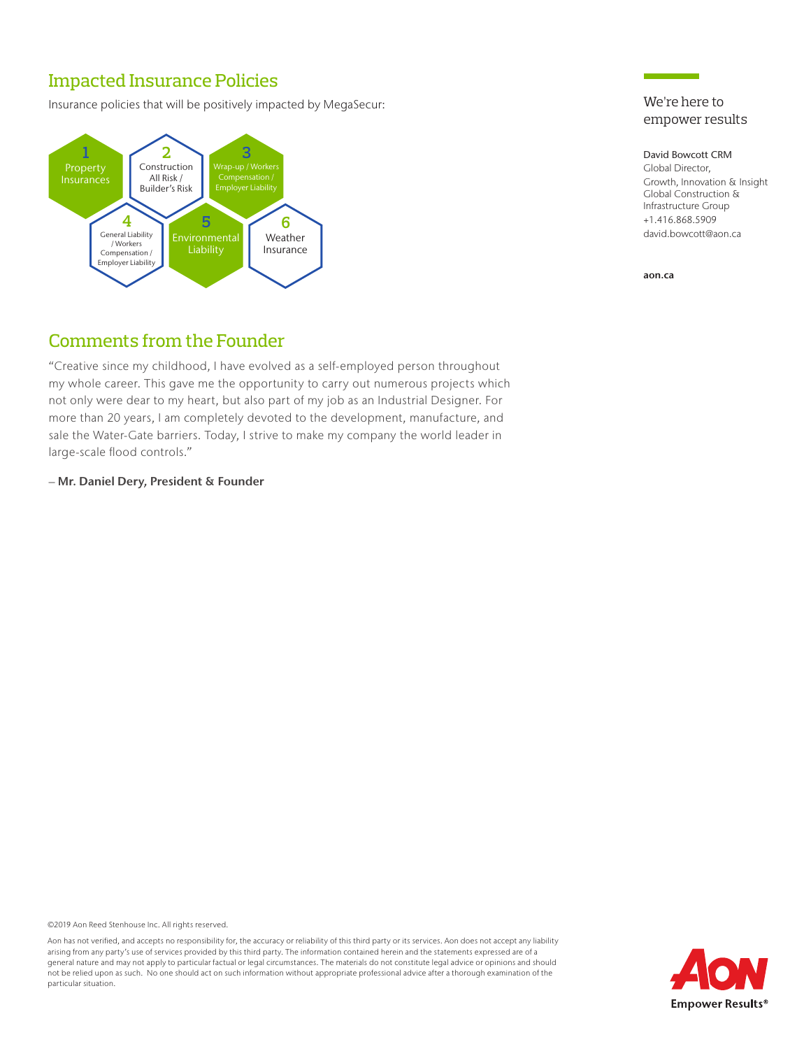## Impacted Insurance Policies

Insurance policies that will be positively impacted by MegaSecur:

1. Property Insurances
2. Construction All Risk / Builder's Risk
3. Wrap-up / Workers Compensation / Employer Liability
4. General Liability / Workers Compensation / Employer Liability
5. Environmental Liability
6. Weather Insurance

## Comments from the Founder

"Creative since my childhood, I have evolved as a self-employed person throughout my whole career. This gave me the opportunity to carry out numerous projects which not only were dear to my heart, but also part of my job as an Industrial Designer. For more than 20 years, I am completely devoted to the development, manufacture, and sale the Water-Gate barriers. Today, I strive to make my company the world leader in large-scale flood controls."

– **Mr. Daniel Dery, President & Founder**

We're here to empower results

**David Bowcott CRM**
Global Director,
Growth, Innovation & Insight
Global Construction & Infrastructure Group
+1.416.868.5909
david.bowcott@aon.ca

**aon.ca**

©2019 Aon Reed Stenhouse Inc. All rights reserved.

Aon has not verified, and accepts no responsibility for, the accuracy or reliability of this third party or its services. Aon does not accept any liability arising from any party's use of services provided by this third party. The information contained herein and the statements expressed are of a general nature and may not apply to particular factual or legal circumstances. The materials do not constitute legal advice or opinions and should not be relied upon as such. No one should act on such information without appropriate professional advice after a thorough examination of the particular situation.

AON
Empower Results®